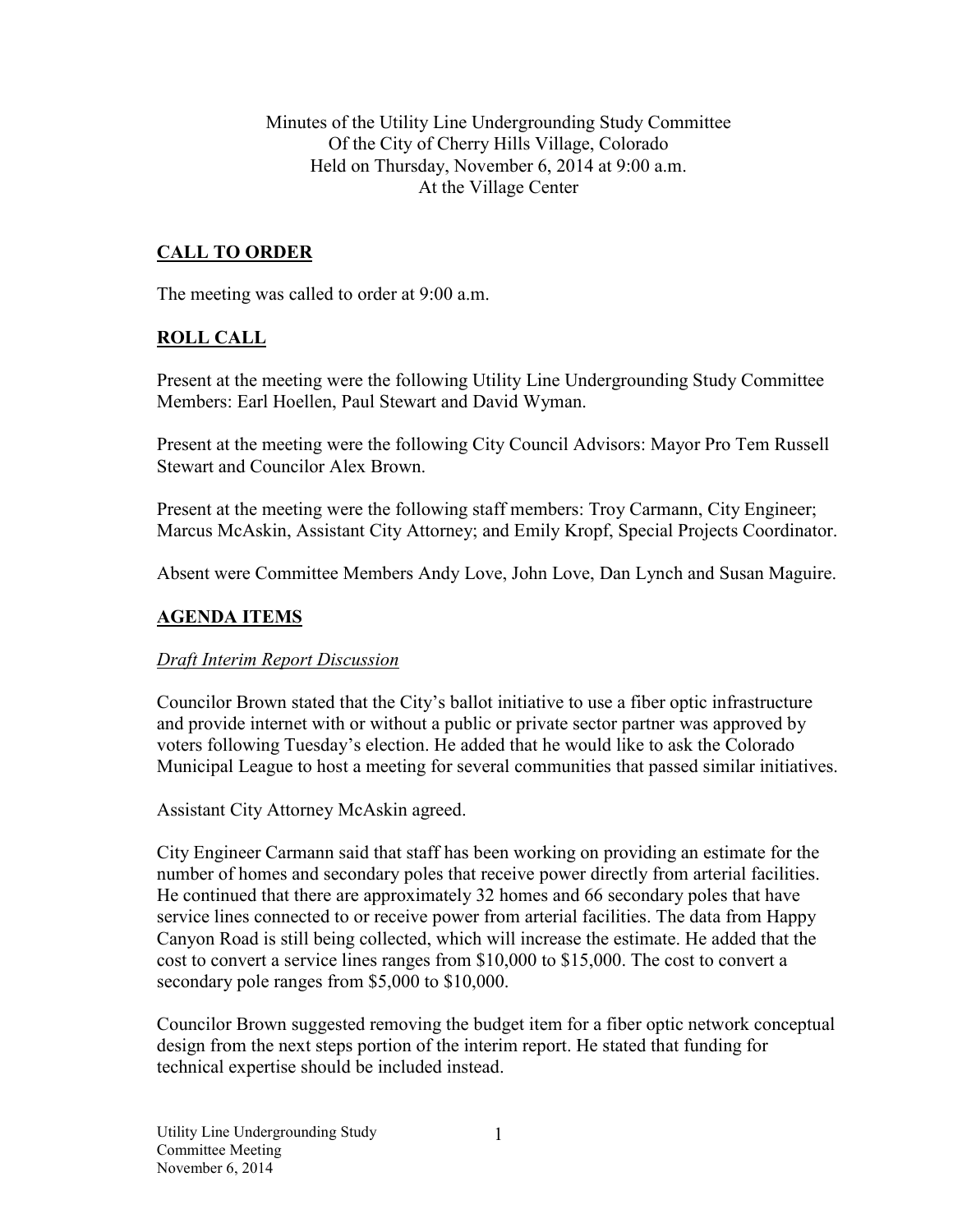Minutes of the Utility Line Undergrounding Study Committee
Of the City of Cherry Hills Village, Colorado
Held on Thursday, November 6, 2014 at 9:00 a.m.
At the Village Center

## CALL TO ORDER

The meeting was called to order at 9:00 a.m.

## ROLL CALL

Present at the meeting were the following Utility Line Undergrounding Study Committee Members: Earl Hoellen, Paul Stewart and David Wyman.

Present at the meeting were the following City Council Advisors: Mayor Pro Tem Russell Stewart and Councilor Alex Brown.

Present at the meeting were the following staff members: Troy Carmann, City Engineer; Marcus McAskin, Assistant City Attorney; and Emily Kropf, Special Projects Coordinator.

Absent were Committee Members Andy Love, John Love, Dan Lynch and Susan Maguire.

## AGENDA ITEMS

*Draft Interim Report Discussion*

Councilor Brown stated that the City's ballot initiative to use a fiber optic infrastructure and provide internet with or without a public or private sector partner was approved by voters following Tuesday's election. He added that he would like to ask the Colorado Municipal League to host a meeting for several communities that passed similar initiatives.

Assistant City Attorney McAskin agreed.

City Engineer Carmann said that staff has been working on providing an estimate for the number of homes and secondary poles that receive power directly from arterial facilities. He continued that there are approximately 32 homes and 66 secondary poles that have service lines connected to or receive power from arterial facilities. The data from Happy Canyon Road is still being collected, which will increase the estimate. He added that the cost to convert a service lines ranges from $10,000 to $15,000. The cost to convert a secondary pole ranges from $5,000 to $10,000.

Councilor Brown suggested removing the budget item for a fiber optic network conceptual design from the next steps portion of the interim report. He stated that funding for technical expertise should be included instead.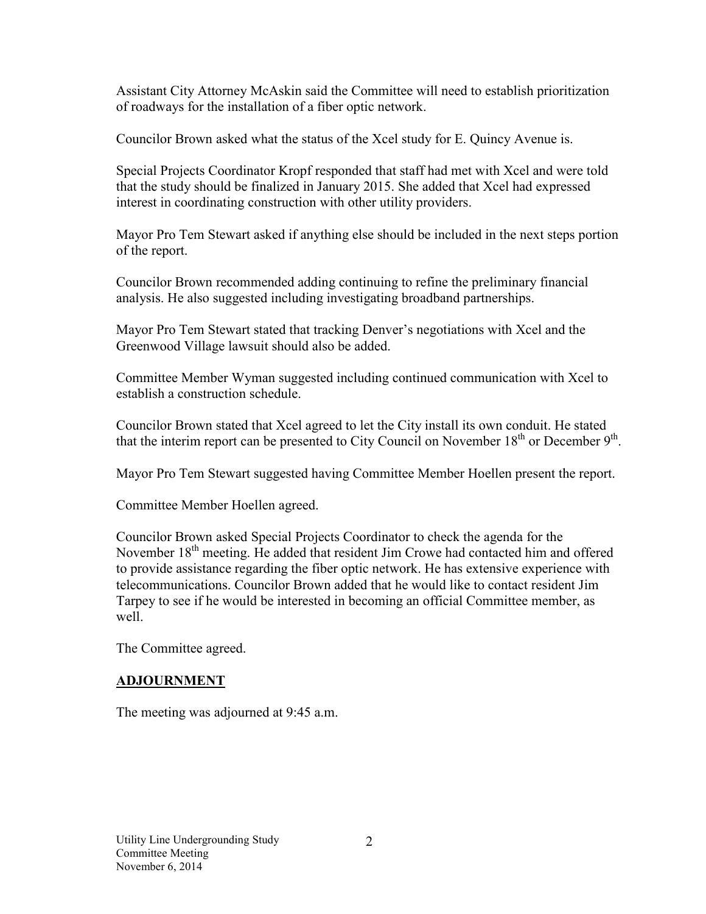Assistant City Attorney McAskin said the Committee will need to establish prioritization of roadways for the installation of a fiber optic network.

Councilor Brown asked what the status of the Xcel study for E. Quincy Avenue is.

Special Projects Coordinator Kropf responded that staff had met with Xcel and were told that the study should be finalized in January 2015. She added that Xcel had expressed interest in coordinating construction with other utility providers.

Mayor Pro Tem Stewart asked if anything else should be included in the next steps portion of the report.

Councilor Brown recommended adding continuing to refine the preliminary financial analysis. He also suggested including investigating broadband partnerships.

Mayor Pro Tem Stewart stated that tracking Denver's negotiations with Xcel and the Greenwood Village lawsuit should also be added.

Committee Member Wyman suggested including continued communication with Xcel to establish a construction schedule.

Councilor Brown stated that Xcel agreed to let the City install its own conduit. He stated that the interim report can be presented to City Council on November 18th or December 9th.

Mayor Pro Tem Stewart suggested having Committee Member Hoellen present the report.

Committee Member Hoellen agreed.

Councilor Brown asked Special Projects Coordinator to check the agenda for the November 18th meeting. He added that resident Jim Crowe had contacted him and offered to provide assistance regarding the fiber optic network. He has extensive experience with telecommunications. Councilor Brown added that he would like to contact resident Jim Tarpey to see if he would be interested in becoming an official Committee member, as well.

The Committee agreed.

## ADJOURNMENT

The meeting was adjourned at 9:45 a.m.